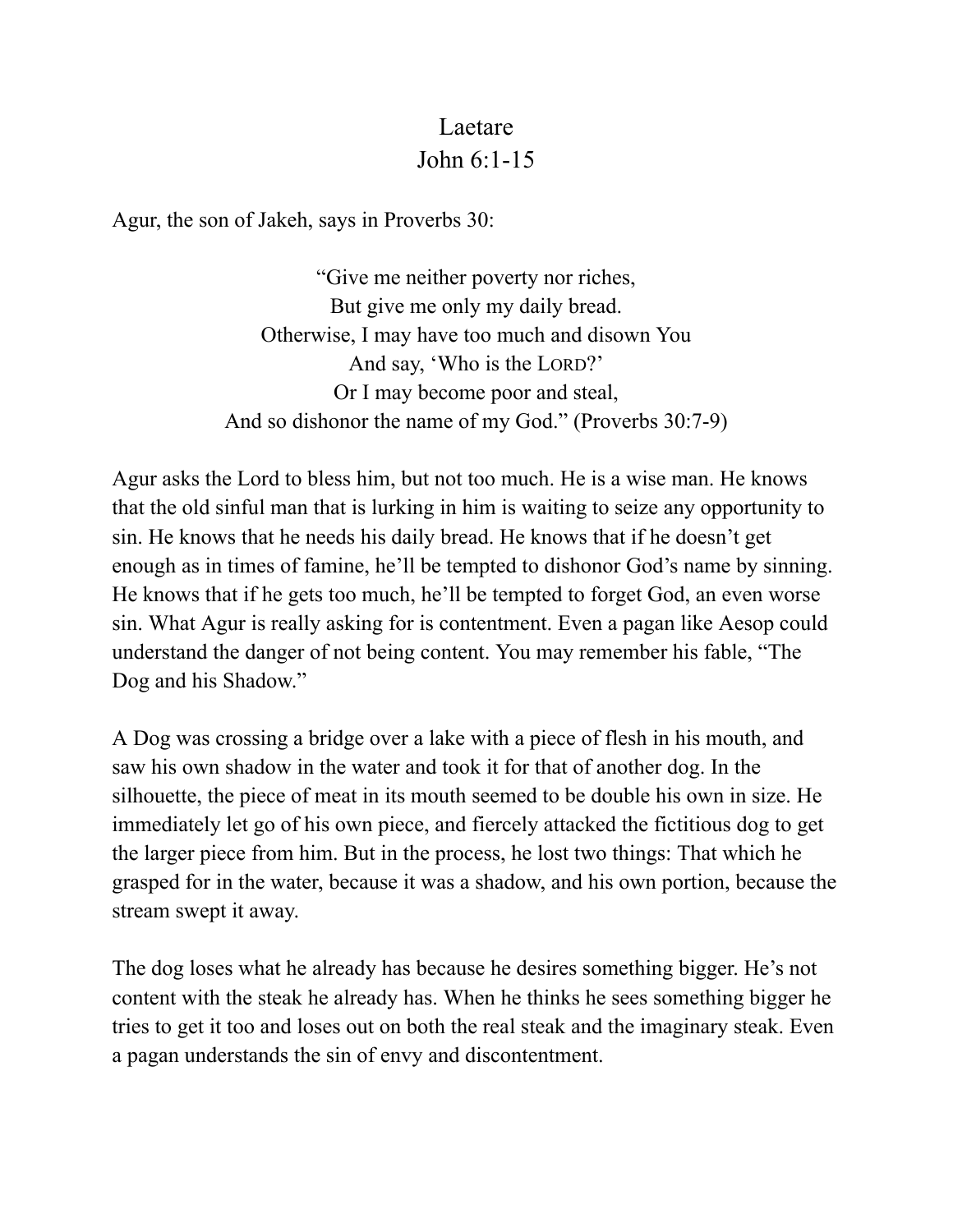# Laetare
## John 6:1-15

Agur, the son of Jakeh, says in Proverbs 30:

> "Give me neither poverty nor riches,
> But give me only my daily bread.
> Otherwise, I may have too much and disown You
> And say, 'Who is the LORD?'
> Or I may become poor and steal,
> And so dishonor the name of my God." (Proverbs 30:7-9)

Agur asks the Lord to bless him, but not too much. He is a wise man. He knows that the old sinful man that is lurking in him is waiting to seize any opportunity to sin. He knows that he needs his daily bread. He knows that if he doesn't get enough as in times of famine, he'll be tempted to dishonor God's name by sinning. He knows that if he gets too much, he'll be tempted to forget God, an even worse sin. What Agur is really asking for is contentment. Even a pagan like Aesop could understand the danger of not being content. You may remember his fable, "The Dog and his Shadow."

A Dog was crossing a bridge over a lake with a piece of flesh in his mouth, and saw his own shadow in the water and took it for that of another dog. In the silhouette, the piece of meat in its mouth seemed to be double his own in size. He immediately let go of his own piece, and fiercely attacked the fictitious dog to get the larger piece from him. But in the process, he lost two things: That which he grasped for in the water, because it was a shadow, and his own portion, because the stream swept it away.

The dog loses what he already has because he desires something bigger. He's not content with the steak he already has. When he thinks he sees something bigger he tries to get it too and loses out on both the real steak and the imaginary steak. Even a pagan understands the sin of envy and discontentment.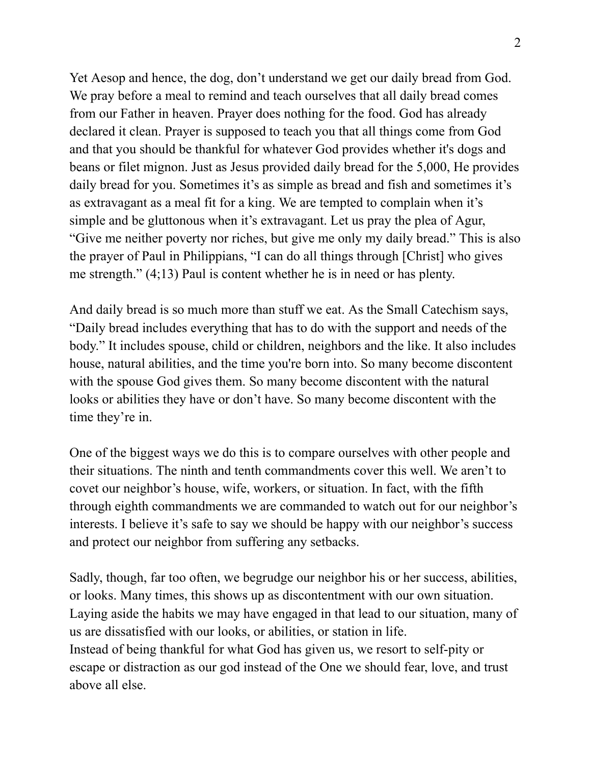Yet Aesop and hence, the dog, don't understand we get our daily bread from God. We pray before a meal to remind and teach ourselves that all daily bread comes from our Father in heaven. Prayer does nothing for the food. God has already declared it clean. Prayer is supposed to teach you that all things come from God and that you should be thankful for whatever God provides whether it's dogs and beans or filet mignon. Just as Jesus provided daily bread for the 5,000, He provides daily bread for you. Sometimes it's as simple as bread and fish and sometimes it's as extravagant as a meal fit for a king. We are tempted to complain when it's simple and be gluttonous when it's extravagant. Let us pray the plea of Agur, "Give me neither poverty nor riches, but give me only my daily bread." This is also the prayer of Paul in Philippians, "I can do all things through [Christ] who gives me strength." (4;13) Paul is content whether he is in need or has plenty.

And daily bread is so much more than stuff we eat. As the Small Catechism says, "Daily bread includes everything that has to do with the support and needs of the body." It includes spouse, child or children, neighbors and the like. It also includes house, natural abilities, and the time you're born into. So many become discontent with the spouse God gives them. So many become discontent with the natural looks or abilities they have or don't have. So many become discontent with the time they're in.

One of the biggest ways we do this is to compare ourselves with other people and their situations. The ninth and tenth commandments cover this well. We aren't to covet our neighbor's house, wife, workers, or situation. In fact, with the fifth through eighth commandments we are commanded to watch out for our neighbor's interests. I believe it's safe to say we should be happy with our neighbor's success and protect our neighbor from suffering any setbacks.

Sadly, though, far too often, we begrudge our neighbor his or her success, abilities, or looks. Many times, this shows up as discontentment with our own situation. Laying aside the habits we may have engaged in that lead to our situation, many of us are dissatisfied with our looks, or abilities, or station in life.
Instead of being thankful for what God has given us, we resort to self-pity or escape or distraction as our god instead of the One we should fear, love, and trust above all else.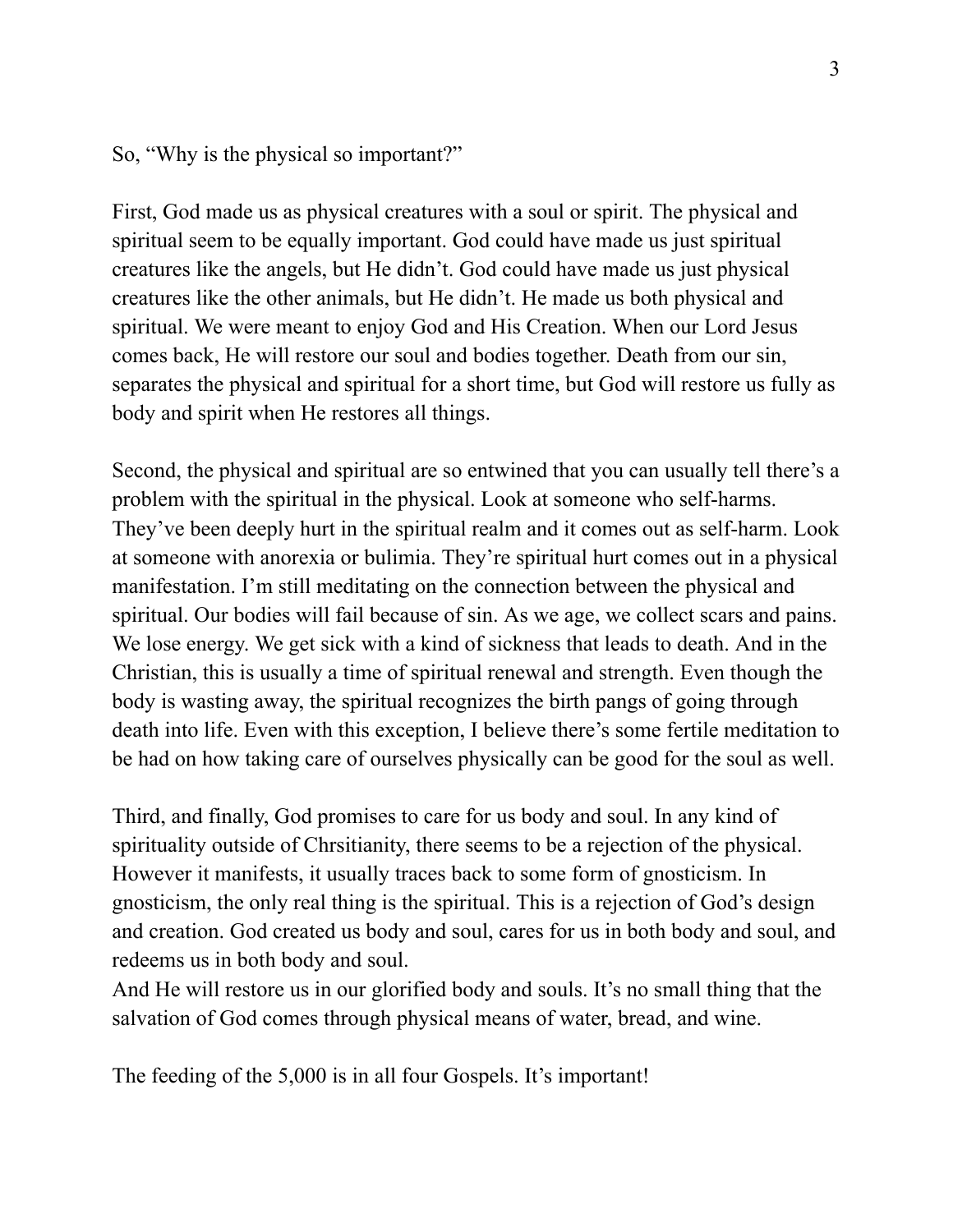So, "Why is the physical so important?"

First, God made us as physical creatures with a soul or spirit. The physical and spiritual seem to be equally important. God could have made us just spiritual creatures like the angels, but He didn't. God could have made us just physical creatures like the other animals, but He didn't. He made us both physical and spiritual. We were meant to enjoy God and His Creation. When our Lord Jesus comes back, He will restore our soul and bodies together. Death from our sin, separates the physical and spiritual for a short time, but God will restore us fully as body and spirit when He restores all things.

Second, the physical and spiritual are so entwined that you can usually tell there's a problem with the spiritual in the physical. Look at someone who self-harms. They've been deeply hurt in the spiritual realm and it comes out as self-harm. Look at someone with anorexia or bulimia. They're spiritual hurt comes out in a physical manifestation. I'm still meditating on the connection between the physical and spiritual. Our bodies will fail because of sin. As we age, we collect scars and pains. We lose energy. We get sick with a kind of sickness that leads to death. And in the Christian, this is usually a time of spiritual renewal and strength. Even though the body is wasting away, the spiritual recognizes the birth pangs of going through death into life. Even with this exception, I believe there's some fertile meditation to be had on how taking care of ourselves physically can be good for the soul as well.

Third, and finally, God promises to care for us body and soul. In any kind of spirituality outside of Chrsitianity, there seems to be a rejection of the physical. However it manifests, it usually traces back to some form of gnosticism. In gnosticism, the only real thing is the spiritual. This is a rejection of God's design and creation. God created us body and soul, cares for us in both body and soul, and redeems us in both body and soul.
And He will restore us in our glorified body and souls. It's no small thing that the salvation of God comes through physical means of water, bread, and wine.

The feeding of the 5,000 is in all four Gospels. It's important!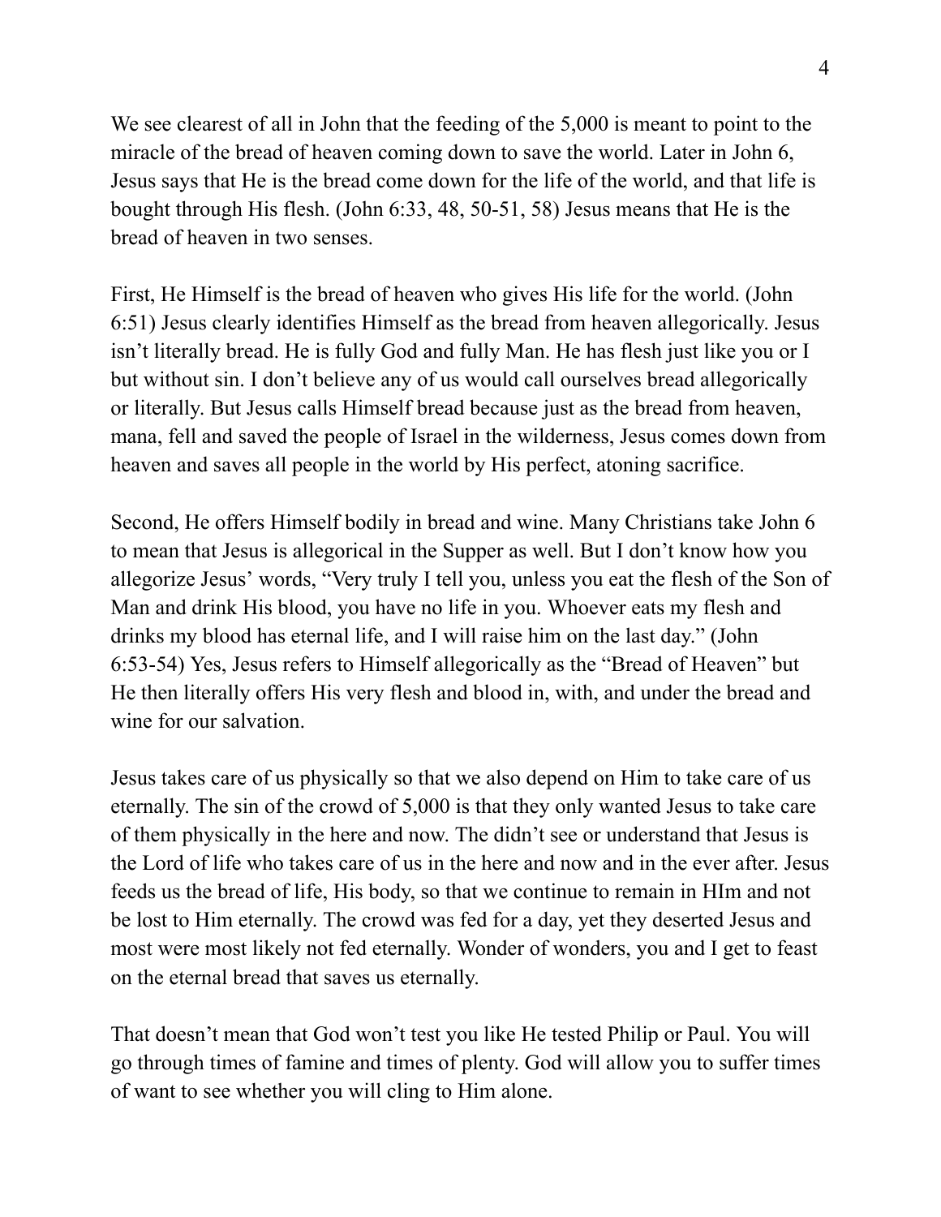We see clearest of all in John that the feeding of the 5,000 is meant to point to the miracle of the bread of heaven coming down to save the world. Later in John 6, Jesus says that He is the bread come down for the life of the world, and that life is bought through His flesh. (John 6:33, 48, 50-51, 58) Jesus means that He is the bread of heaven in two senses.

First, He Himself is the bread of heaven who gives His life for the world. (John 6:51) Jesus clearly identifies Himself as the bread from heaven allegorically. Jesus isn't literally bread. He is fully God and fully Man. He has flesh just like you or I but without sin. I don't believe any of us would call ourselves bread allegorically or literally. But Jesus calls Himself bread because just as the bread from heaven, mana, fell and saved the people of Israel in the wilderness, Jesus comes down from heaven and saves all people in the world by His perfect, atoning sacrifice.

Second, He offers Himself bodily in bread and wine. Many Christians take John 6 to mean that Jesus is allegorical in the Supper as well. But I don't know how you allegorize Jesus' words, "Very truly I tell you, unless you eat the flesh of the Son of Man and drink His blood, you have no life in you. Whoever eats my flesh and drinks my blood has eternal life, and I will raise him on the last day." (John 6:53-54) Yes, Jesus refers to Himself allegorically as the "Bread of Heaven" but He then literally offers His very flesh and blood in, with, and under the bread and wine for our salvation.

Jesus takes care of us physically so that we also depend on Him to take care of us eternally. The sin of the crowd of 5,000 is that they only wanted Jesus to take care of them physically in the here and now. The didn't see or understand that Jesus is the Lord of life who takes care of us in the here and now and in the ever after. Jesus feeds us the bread of life, His body, so that we continue to remain in HIm and not be lost to Him eternally. The crowd was fed for a day, yet they deserted Jesus and most were most likely not fed eternally. Wonder of wonders, you and I get to feast on the eternal bread that saves us eternally.

That doesn't mean that God won't test you like He tested Philip or Paul. You will go through times of famine and times of plenty. God will allow you to suffer times of want to see whether you will cling to Him alone.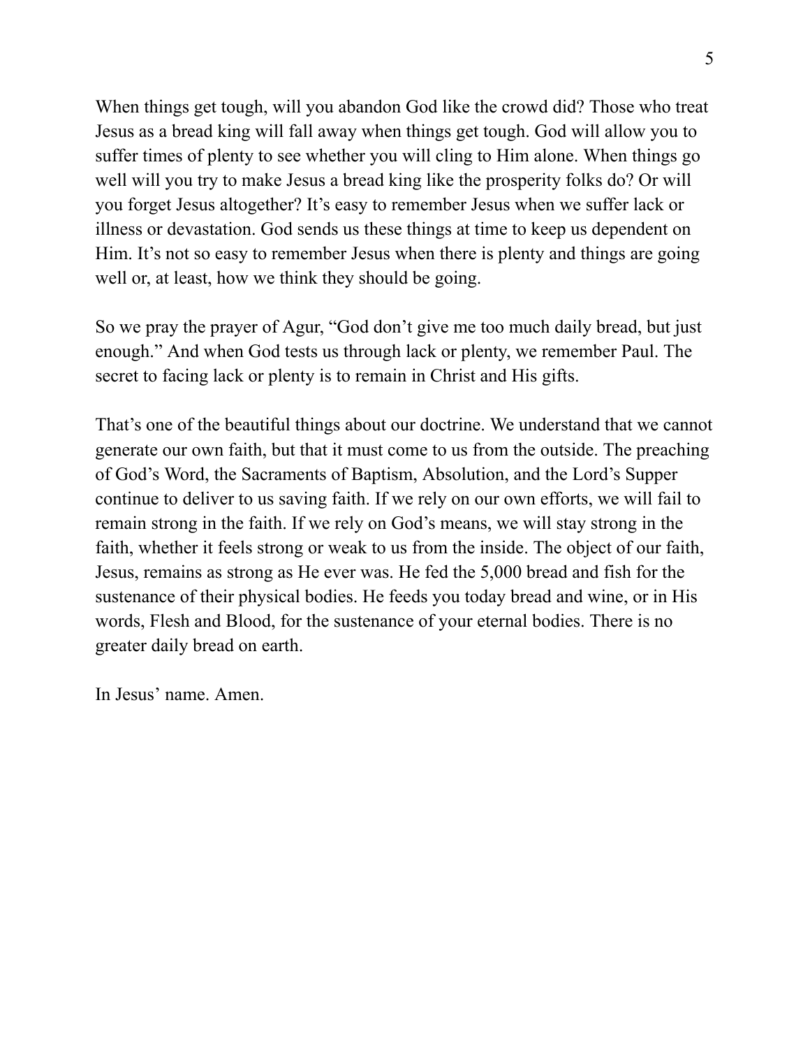When things get tough, will you abandon God like the crowd did? Those who treat Jesus as a bread king will fall away when things get tough. God will allow you to suffer times of plenty to see whether you will cling to Him alone. When things go well will you try to make Jesus a bread king like the prosperity folks do? Or will you forget Jesus altogether? It's easy to remember Jesus when we suffer lack or illness or devastation. God sends us these things at time to keep us dependent on Him. It's not so easy to remember Jesus when there is plenty and things are going well or, at least, how we think they should be going.

So we pray the prayer of Agur, "God don't give me too much daily bread, but just enough." And when God tests us through lack or plenty, we remember Paul. The secret to facing lack or plenty is to remain in Christ and His gifts.

That's one of the beautiful things about our doctrine. We understand that we cannot generate our own faith, but that it must come to us from the outside. The preaching of God's Word, the Sacraments of Baptism, Absolution, and the Lord's Supper continue to deliver to us saving faith. If we rely on our own efforts, we will fail to remain strong in the faith. If we rely on God's means, we will stay strong in the faith, whether it feels strong or weak to us from the inside. The object of our faith, Jesus, remains as strong as He ever was. He fed the 5,000 bread and fish for the sustenance of their physical bodies. He feeds you today bread and wine, or in His words, Flesh and Blood, for the sustenance of your eternal bodies. There is no greater daily bread on earth.

In Jesus' name. Amen.